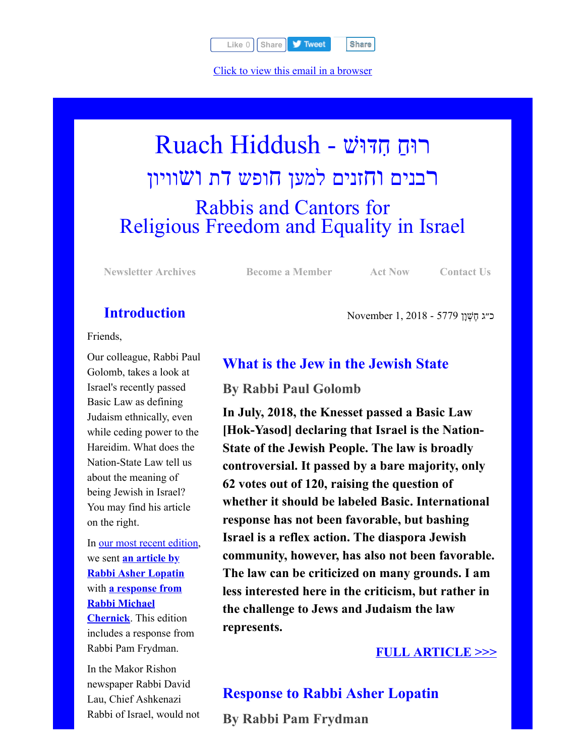Like 0 | Share | Tweet | Share

Click to view this email in a browser

# Ruach Hiddush - רוּחַ חִדּוּשׁ

## רבנים וחזנים למען חופש דת ושוויון

## Rabbis and Cantors for Religious Freedom and Equality in Israel

Newsletter Archives | Become a Member | Act Now | Contact Us

November 1, 2018 - 5779 כ״ג חֶשְׁוָן

## Introduction

Friends,

Our colleague, Rabbi Paul Golomb, takes a look at Israel's recently passed Basic Law as defining Judaism ethnically, even while ceding power to the Hareidim. What does the Nation-State Law tell us about the meaning of being Jewish in Israel? You may find his article on the right.

In our most recent edition, we sent **an article by Rabbi Asher Lopatin** with **a response from Rabbi Michael Chernick**. This edition includes a response from Rabbi Pam Frydman.

In the Makor Rishon newspaper Rabbi David Lau, Chief Ashkenazi Rabbi of Israel, would not

## What is the Jew in the Jewish State

### By Rabbi Paul Golomb

**In July, 2018, the Knesset passed a Basic Law [Hok-Yasod] declaring that Israel is the Nation-State of the Jewish People. The law is broadly controversial. It passed by a bare majority, only 62 votes out of 120, raising the question of whether it should be labeled Basic. International response has not been favorable, but bashing Israel is a reflex action. The diaspora Jewish community, however, has also not been favorable. The law can be criticized on many grounds. I am less interested here in the criticism, but rather in the challenge to Jews and Judaism the law represents.**

**FULL ARTICLE >>>**

## Response to Rabbi Asher Lopatin

### By Rabbi Pam Frydman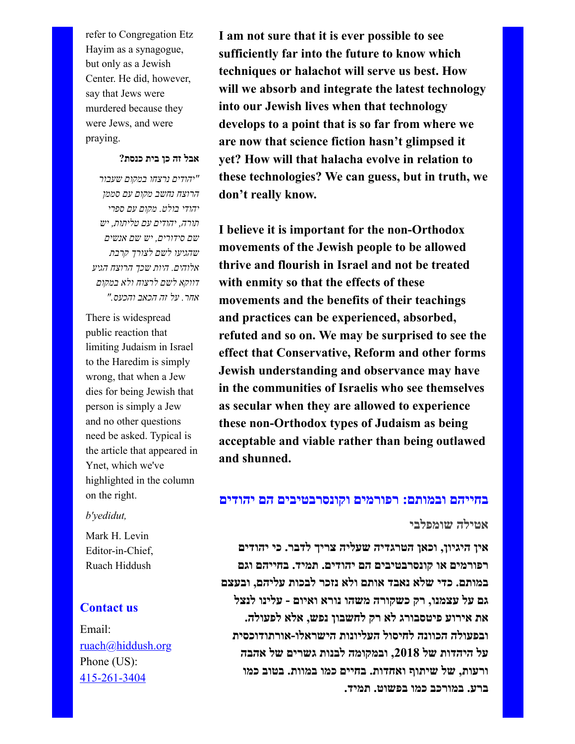refer to Congregation Etz Hayim as a synagogue, but only as a Jewish Center. He did, however, say that Jews were murdered because they were Jews, and were praying.

**אבל זה כן בית כנסת?**

*"יהודים נרצחו במקום שעבור הרוצח נחשב מקום עם סממן יהודי בולט. מקום עם ספרי תורה, יהודים עם טליתות, יש שם סידורים, יש שם אנשים שהגיעו לשם לצורך קרבת אלוהים. היות שכך הרוצח הגיע דווקא לשם לרצוח ולא במקום אחר. על זה הכאב והכעס."*

There is widespread public reaction that limiting Judaism in Israel to the Haredim is simply wrong, that when a Jew dies for being Jewish that person is simply a Jew and no other questions need be asked. Typical is the article that appeared in Ynet, which we've highlighted in the column on the right.

*b'yedidut,*

Mark H. Levin
Editor-in-Chief,
Ruach Hiddush

## Contact us

Email:
ruach@hiddush.org
Phone (US):
415-261-3404

**I am not sure that it is ever possible to see sufficiently far into the future to know which techniques or halachot will serve us best. How will we absorb and integrate the latest technology into our Jewish lives when that technology develops to a point that is so far from where we are now that science fiction hasn't glimpsed it yet? How will that halacha evolve in relation to these technologies? We can guess, but in truth, we don't really know.**

**I believe it is important for the non-Orthodox movements of the Jewish people to be allowed thrive and flourish in Israel and not be treated with enmity so that the effects of these movements and the benefits of their teachings and practices can be experienced, absorbed, refuted and so on. We may be surprised to see the effect that Conservative, Reform and other forms Jewish understanding and observance may have in the communities of Israelis who see themselves as secular when they are allowed to experience these non-Orthodox types of Judaism as being acceptable and viable rather than being outlawed and shunned.**

## בחייהם ובמותם: רפורמים וקונסרבטיבים הם יהודים

**אטילה שומפלבי**

**אין היגיון, וכאן הטרגדיה שעליה צריך לדבר. כי יהודים רפורמים או קונסרבטיבים הם יהודים. תמיד. בחייהם וגם במותם. כדי שלא נאבד אותם ולא נזכר לבכות עליהם, ובעצם גם על עצמנו, רק כשקורה משהו נורא ואיום - עלינו לנצל את אירוע פיטסבורג לא רק לחשבון נפש, אלא לפעולה. ובפעולה הכוונה לחיסול העליונות הישראלו-אורתודוכסית על היהדות של 2018, ובמקומה לבנות גשרים של אהבה ורעות, של שיתוף ואחדות. בחיים כמו במוות. בטוב כמו ברע. במורכב כמו בפשוט. תמיד.**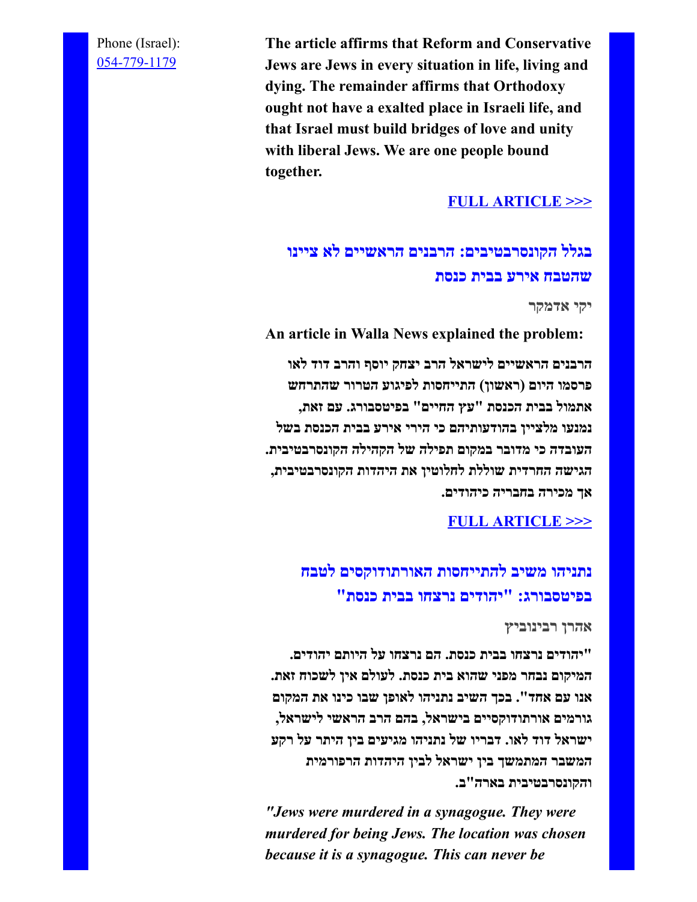Phone (Israel): [054-779-1179](tel:054-779-1179)

**The article affirms that Reform and Conservative Jews are Jews in every situation in life, living and dying. The remainder affirms that Orthodoxy ought not have a exalted place in Israeli life, and that Israel must build bridges of love and unity with liberal Jews. We are one people bound together.**

**[FULL ARTICLE >>>]()**

## בגלל הקונסרבטיבים: הרבנים הראשיים לא ציינו שהטבח אירע בבית כנסת

יקי אדמקר

**An article in Walla News explained the problem:**

**הרבנים הראשיים לישראל הרב יצחק יוסף והרב דוד לאו פרסמו היום (ראשון) התייחסות לפיגוע הטרור שהתרחש אתמול בבית הכנסת "עץ החיים" בפיטסבורג. עם זאת, נמנעו מלציין בהודעותיהם כי הירי אירע בבית הכנסת בשל העובדה כי מדובר במקום תפילה של הקהילה הקונסרבטיבית. הגישה החרדית שוללת לחלוטין את היהדות הקונסרבטיבית, אך מכירה בחבריה כיהודים.**

**[FULL ARTICLE >>>]()**

## נתניהו משיב להתייחסות האורתודוקסים לטבח בפיטסבורג: "יהודים נרצחו בבית כנסת"

אהרן רבינוביץ

**"יהודים נרצחו בבית כנסת. הם נרצחו על היותם יהודים. המיקום נבחר מפני שהוא בית כנסת. לעולם אין לשכוח זאת. אנו עם אחד". בכך השיב נתניהו לאופן שבו כינו את המקום גורמים אורתודוקסיים בישראל, בהם הרב הראשי לישראל, ישראל דוד לאו. דבריו של נתניהו מגיעים בין היתר על רקע המשבר המתמשך בין ישראל לבין היהדות הרפורמית והקונסרבטיבית בארה"ב.**

***"Jews were murdered in a synagogue. They were murdered for being Jews. The location was chosen because it is a synagogue. This can never be***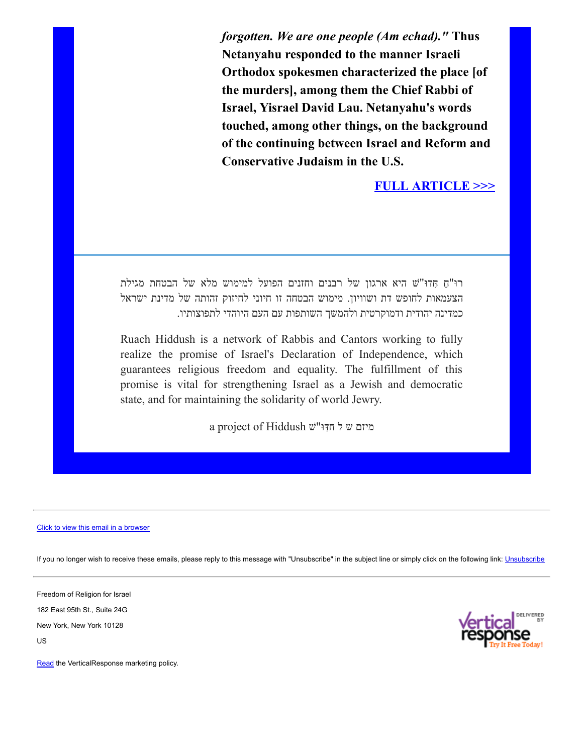***forgotten. We are one people (Am echad)."* Thus Netanyahu responded to the manner Israeli Orthodox spokesmen characterized the place [of the murders], among them the Chief Rabbi of Israel, Yisrael David Lau. Netanyahu's words touched, among other things, on the background of the continuing between Israel and Reform and Conservative Judaism in the U.S.**

[**FULL ARTICLE >>>**]

---

רוּ"חַ חִדּוּ"ש היא ארגון של רבנים וחזנים הפועל למימוש מלא של הבטחת מגילת העצמאות לחופש דת ושוויון. מימוש הבטחה זו חיוני לחיזוק זהותה של מדינת ישראל כמדינה יהודית ודמוקרטית ולהמשך השותפות עם העם היהודי לתפוצותיו.

Ruach Hiddush is a network of Rabbis and Cantors working to fully realize the promise of Israel's Declaration of Independence, which guarantees religious freedom and equality. The fulfillment of this promise is vital for strengthening Israel as a Jewish and democratic state, and for maintaining the solidarity of world Jewry.

a project of Hiddush מיזם של חִדּוּ"ש

---

Click to view this email in a browser

If you no longer wish to receive these emails, please reply to this message with "Unsubscribe" in the subject line or simply click on the following link: Unsubscribe

---

Freedom of Religion for Israel

182 East 95th St., Suite 24G

New York, New York 10128

US

Read the VerticalResponse marketing policy.

Vertical response DELIVERED BY Try It Free Today!